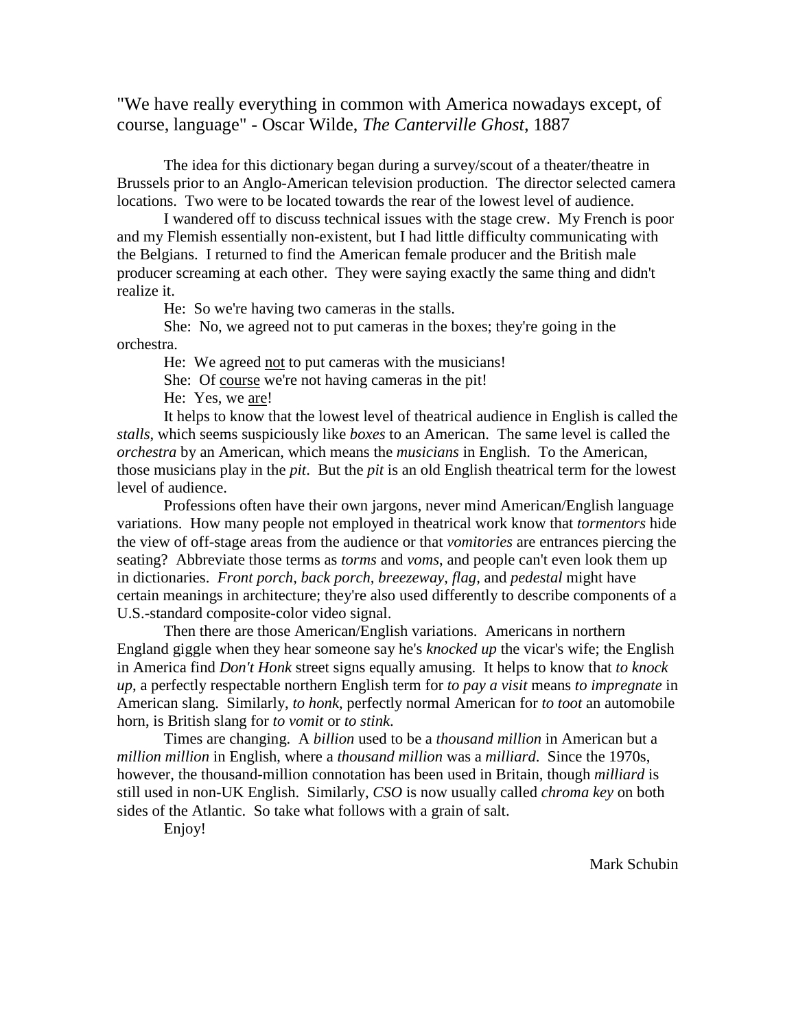"We have really everything in common with America nowadays except, of course, language" - Oscar Wilde, *The Canterville Ghost*, 1887

The idea for this dictionary began during a survey/scout of a theater/theatre in Brussels prior to an Anglo-American television production. The director selected camera locations. Two were to be located towards the rear of the lowest level of audience.

I wandered off to discuss technical issues with the stage crew. My French is poor and my Flemish essentially non-existent, but I had little difficulty communicating with the Belgians. I returned to find the American female producer and the British male producer screaming at each other. They were saying exactly the same thing and didn't realize it.

He: So we're having two cameras in the stalls.

She: No, we agreed not to put cameras in the boxes; they're going in the orchestra.

He: We agreed <u>not</u> to put cameras with the musicians!

She: Of <u>course</u> we're not having cameras in the pit!

He: Yes, we <u>are</u>!

It helps to know that the lowest level of theatrical audience in English is called the *stalls*, which seems suspiciously like *boxes* to an American. The same level is called the *orchestra* by an American, which means the *musicians* in English. To the American, those musicians play in the *pit*. But the *pit* is an old English theatrical term for the lowest level of audience.

Professions often have their own jargons, never mind American/English language variations. How many people not employed in theatrical work know that *tormentors* hide the view of off-stage areas from the audience or that *vomitories* are entrances piercing the seating? Abbreviate those terms as *torms* and *voms*, and people can't even look them up in dictionaries. *Front porch*, *back porch*, *breezeway*, *flag*, and *pedestal* might have certain meanings in architecture; they're also used differently to describe components of a U.S.-standard composite-color video signal.

Then there are those American/English variations. Americans in northern England giggle when they hear someone say he's *knocked up* the vicar's wife; the English in America find *Don't Honk* street signs equally amusing. It helps to know that *to knock up*, a perfectly respectable northern English term for *to pay a visit* means *to impregnate* in American slang. Similarly, *to honk*, perfectly normal American for *to toot* an automobile horn, is British slang for *to vomit* or *to stink*.

Times are changing. A *billion* used to be a *thousand million* in American but a *million million* in English, where a *thousand million* was a *milliard*. Since the 1970s, however, the thousand-million connotation has been used in Britain, though *milliard* is still used in non-UK English. Similarly, *CSO* is now usually called *chroma key* on both sides of the Atlantic. So take what follows with a grain of salt.

Enjoy!

Mark Schubin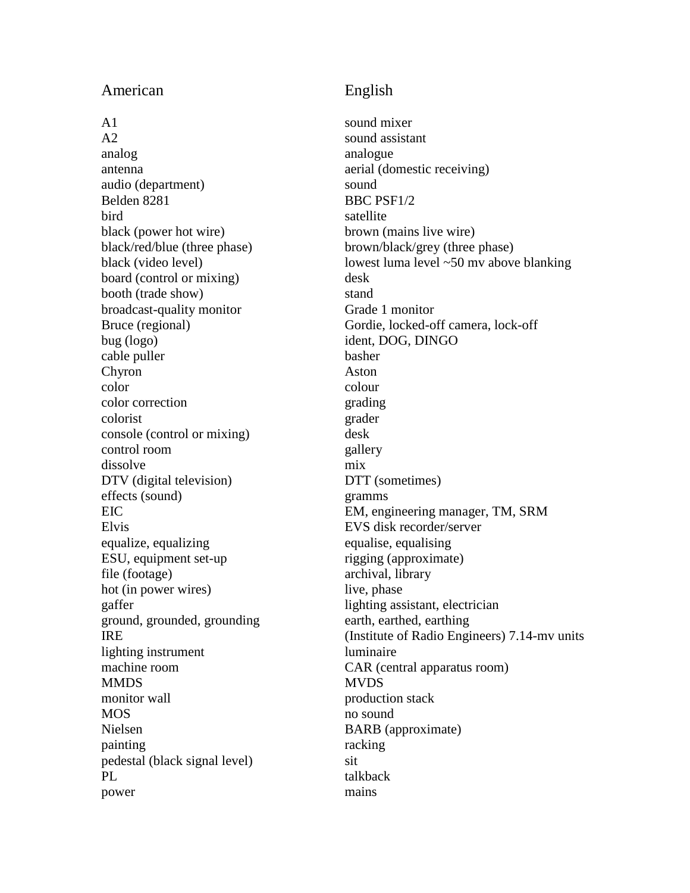| American | English |
| --- | --- |
| A1 | sound mixer |
| A2 | sound assistant |
| analog | analogue |
| antenna | aerial (domestic receiving) |
| audio (department) | sound |
| Belden 8281 | BBC PSF1/2 |
| bird | satellite |
| black (power hot wire) | brown (mains live wire) |
| black/red/blue (three phase) | brown/black/grey (three phase) |
| black (video level) | lowest luma level ~50 mv above blanking |
| board (control or mixing) | desk |
| booth (trade show) | stand |
| broadcast-quality monitor | Grade 1 monitor |
| Bruce (regional) | Gordie, locked-off camera, lock-off |
| bug (logo) | ident, DOG, DINGO |
| cable puller | basher |
| Chyron | Aston |
| color | colour |
| color correction | grading |
| colorist | grader |
| console (control or mixing) | desk |
| control room | gallery |
| dissolve | mix |
| DTV (digital television) | DTT (sometimes) |
| effects (sound) | gramms |
| EIC | EM, engineering manager, TM, SRM |
| Elvis | EVS disk recorder/server |
| equalize, equalizing | equalise, equalising |
| ESU, equipment set-up | rigging (approximate) |
| file (footage) | archival, library |
| hot (in power wires) | live, phase |
| gaffer | lighting assistant, electrician |
| ground, grounded, grounding | earth, earthed, earthing |
| IRE | (Institute of Radio Engineers) 7.14-mv units |
| lighting instrument | luminaire |
| machine room | CAR (central apparatus room) |
| MMDS | MVDS |
| monitor wall | production stack |
| MOS | no sound |
| Nielsen | BARB (approximate) |
| painting | racking |
| pedestal (black signal level) | sit |
| PL | talkback |
| power | mains |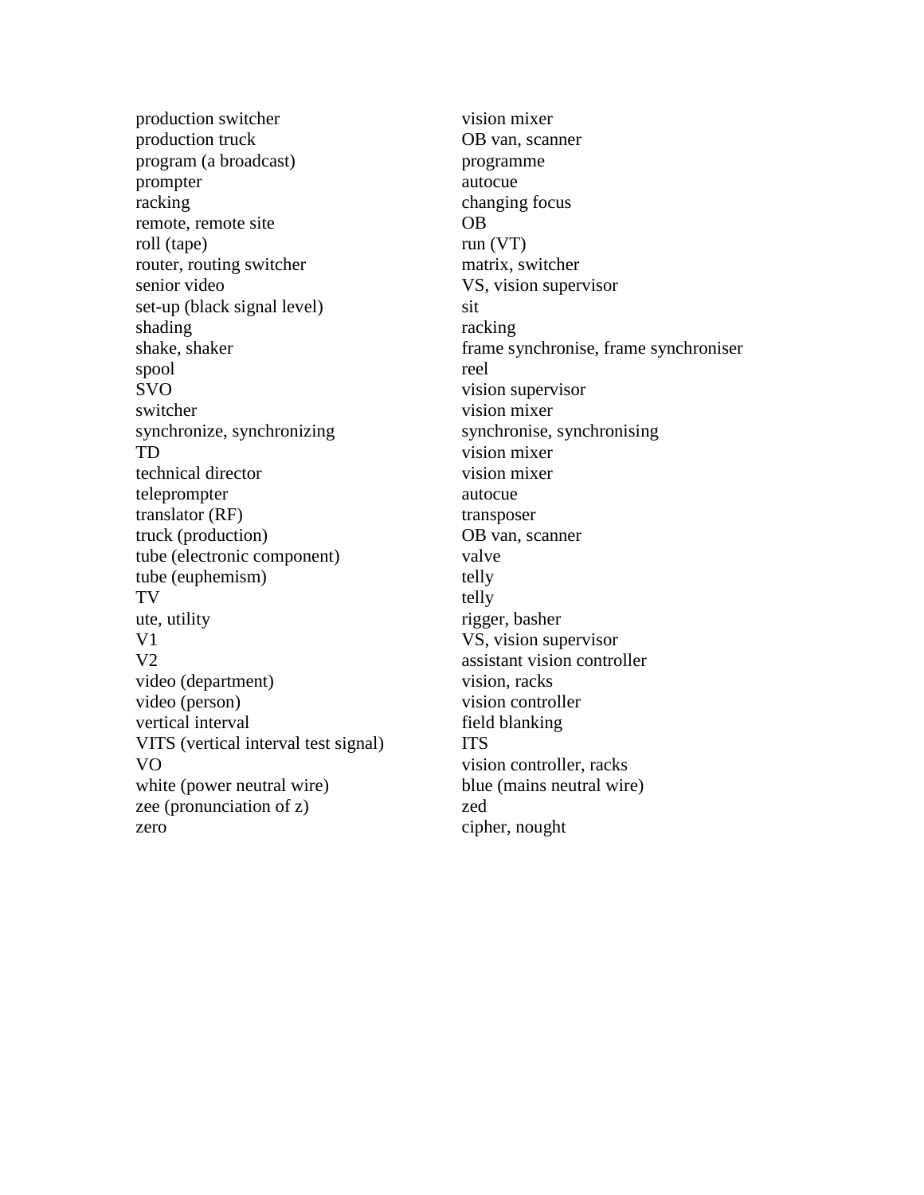| | |
|---|---|
| production switcher | vision mixer |
| production truck | OB van, scanner |
| program (a broadcast) | programme |
| prompter | autocue |
| racking | changing focus |
| remote, remote site | OB |
| roll (tape) | run (VT) |
| router, routing switcher | matrix, switcher |
| senior video | VS, vision supervisor |
| set-up (black signal level) | sit |
| shading | racking |
| shake, shaker | frame synchronise, frame synchroniser |
| spool | reel |
| SVO | vision supervisor |
| switcher | vision mixer |
| synchronize, synchronizing | synchronise, synchronising |
| TD | vision mixer |
| technical director | vision mixer |
| teleprompter | autocue |
| translator (RF) | transposer |
| truck (production) | OB van, scanner |
| tube (electronic component) | valve |
| tube (euphemism) | telly |
| TV | telly |
| ute, utility | rigger, basher |
| V1 | VS, vision supervisor |
| V2 | assistant vision controller |
| video (department) | vision, racks |
| video (person) | vision controller |
| vertical interval | field blanking |
| VITS (vertical interval test signal) | ITS |
| VO | vision controller, racks |
| white (power neutral wire) | blue (mains neutral wire) |
| zee (pronunciation of z) | zed |
| zero | cipher, nought |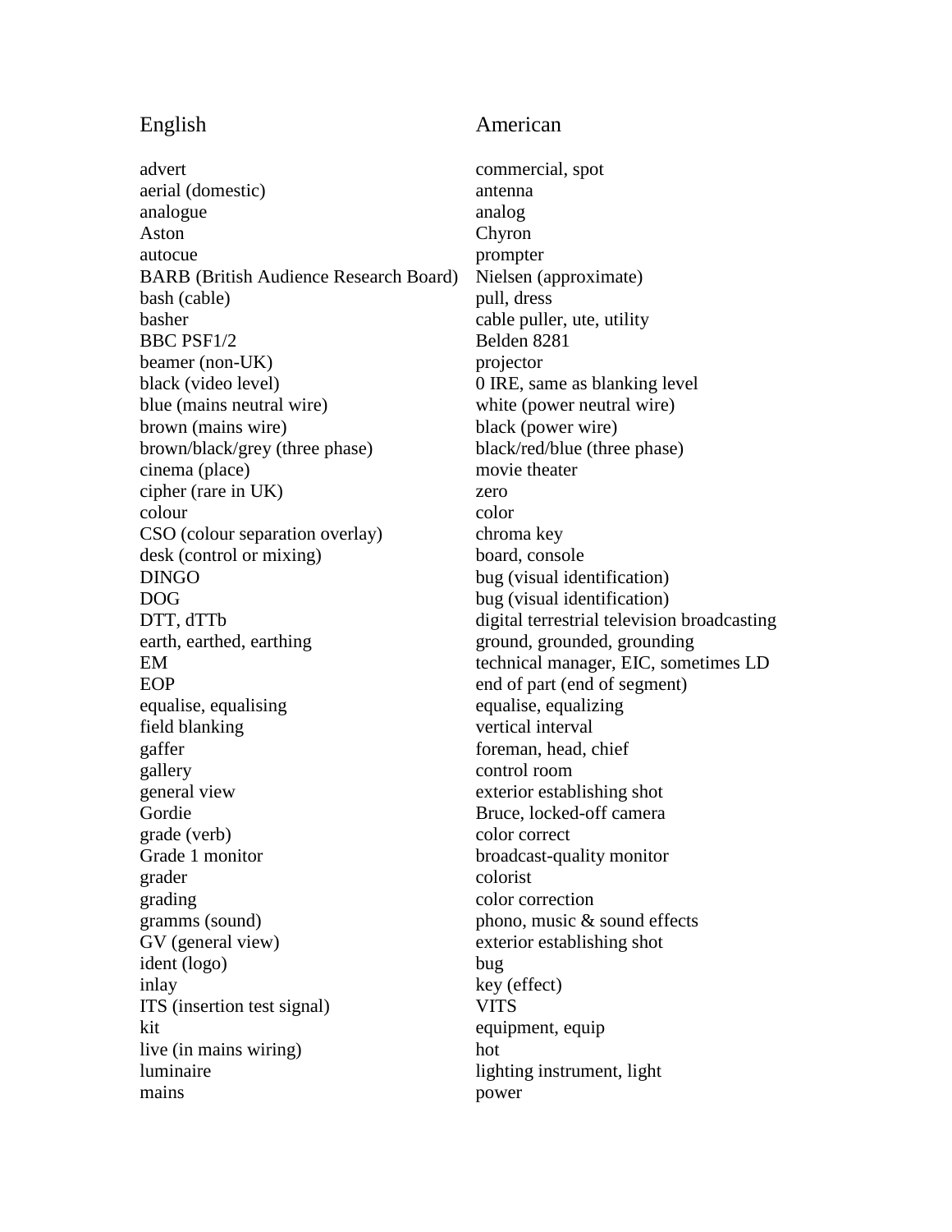| English | American |
|---|---|
| advert | commercial, spot |
| aerial (domestic) | antenna |
| analogue | analog |
| Aston | Chyron |
| autocue | prompter |
| BARB (British Audience Research Board) | Nielsen (approximate) |
| bash (cable) | pull, dress |
| basher | cable puller, ute, utility |
| BBC PSF1/2 | Belden 8281 |
| beamer (non-UK) | projector |
| black (video level) | 0 IRE, same as blanking level |
| blue (mains neutral wire) | white (power neutral wire) |
| brown (mains wire) | black (power wire) |
| brown/black/grey (three phase) | black/red/blue (three phase) |
| cinema (place) | movie theater |
| cipher (rare in UK) | zero |
| colour | color |
| CSO (colour separation overlay) | chroma key |
| desk (control or mixing) | board, console |
| DINGO | bug (visual identification) |
| DOG | bug (visual identification) |
| DTT, dTTb | digital terrestrial television broadcasting |
| earth, earthed, earthing | ground, grounded, grounding |
| EM | technical manager, EIC, sometimes LD |
| EOP | end of part (end of segment) |
| equalise, equalising | equalise, equalizing |
| field blanking | vertical interval |
| gaffer | foreman, head, chief |
| gallery | control room |
| general view | exterior establishing shot |
| Gordie | Bruce, locked-off camera |
| grade (verb) | color correct |
| Grade 1 monitor | broadcast-quality monitor |
| grader | colorist |
| grading | color correction |
| gramms (sound) | phono, music & sound effects |
| GV (general view) | exterior establishing shot |
| ident (logo) | bug |
| inlay | key (effect) |
| ITS (insertion test signal) | VITS |
| kit | equipment, equip |
| live (in mains wiring) | hot |
| luminaire | lighting instrument, light |
| mains | power |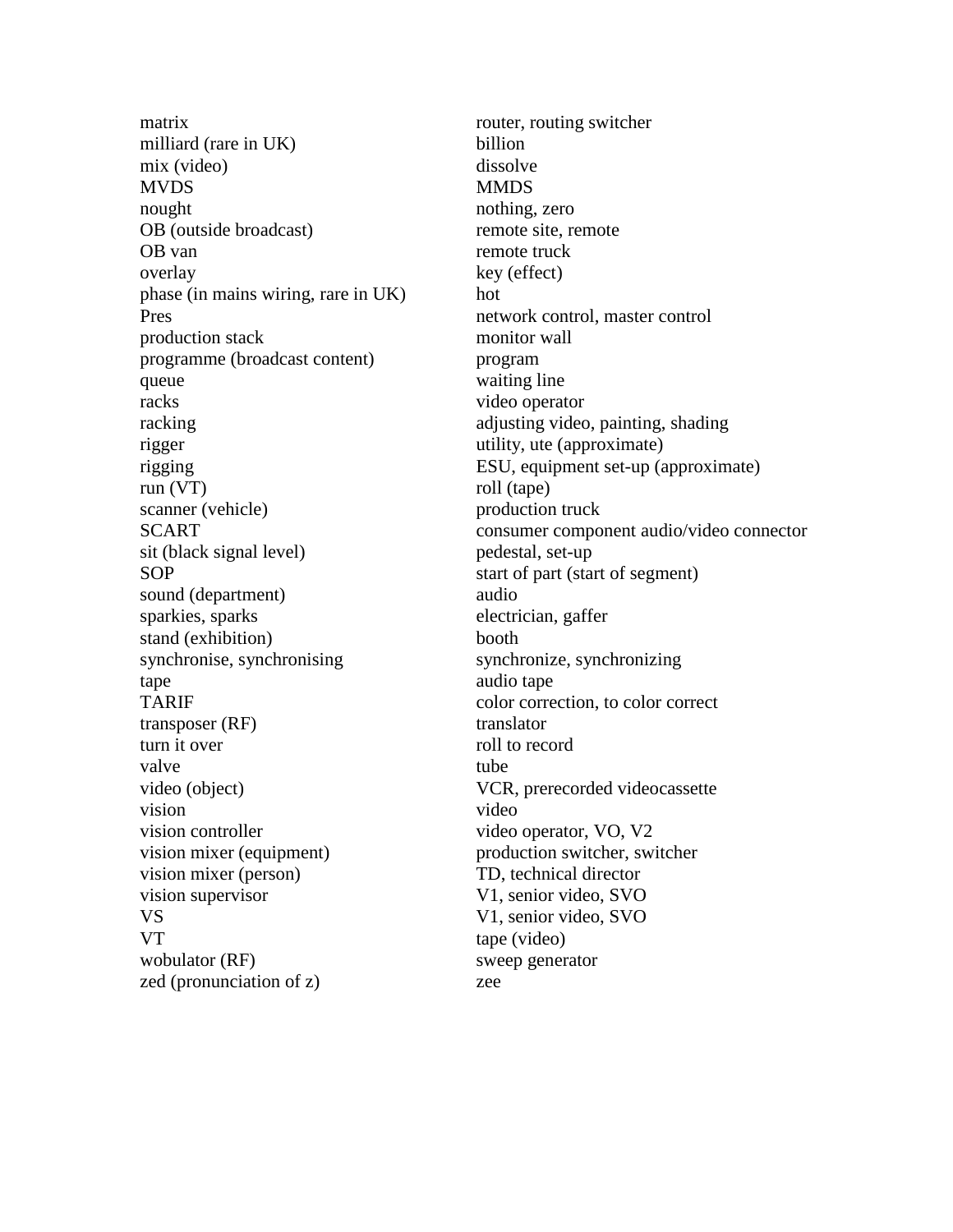| | |
|---|---|
| matrix | router, routing switcher |
| milliard (rare in UK) | billion |
| mix (video) | dissolve |
| MVDS | MMDS |
| nought | nothing, zero |
| OB (outside broadcast) | remote site, remote |
| OB van | remote truck |
| overlay | key (effect) |
| phase (in mains wiring, rare in UK) | hot |
| Pres | network control, master control |
| production stack | monitor wall |
| programme (broadcast content) | program |
| queue | waiting line |
| racks | video operator |
| racking | adjusting video, painting, shading |
| rigger | utility, ute (approximate) |
| rigging | ESU, equipment set-up (approximate) |
| run (VT) | roll (tape) |
| scanner (vehicle) | production truck |
| SCART | consumer component audio/video connector |
| sit (black signal level) | pedestal, set-up |
| SOP | start of part (start of segment) |
| sound (department) | audio |
| sparkies, sparks | electrician, gaffer |
| stand (exhibition) | booth |
| synchronise, synchronising | synchronize, synchronizing |
| tape | audio tape |
| TARIF | color correction, to color correct |
| transposer (RF) | translator |
| turn it over | roll to record |
| valve | tube |
| video (object) | VCR, prerecorded videocassette |
| vision | video |
| vision controller | video operator, VO, V2 |
| vision mixer (equipment) | production switcher, switcher |
| vision mixer (person) | TD, technical director |
| vision supervisor | V1, senior video, SVO |
| VS | V1, senior video, SVO |
| VT | tape (video) |
| wobulator (RF) | sweep generator |
| zed (pronunciation of z) | zee |